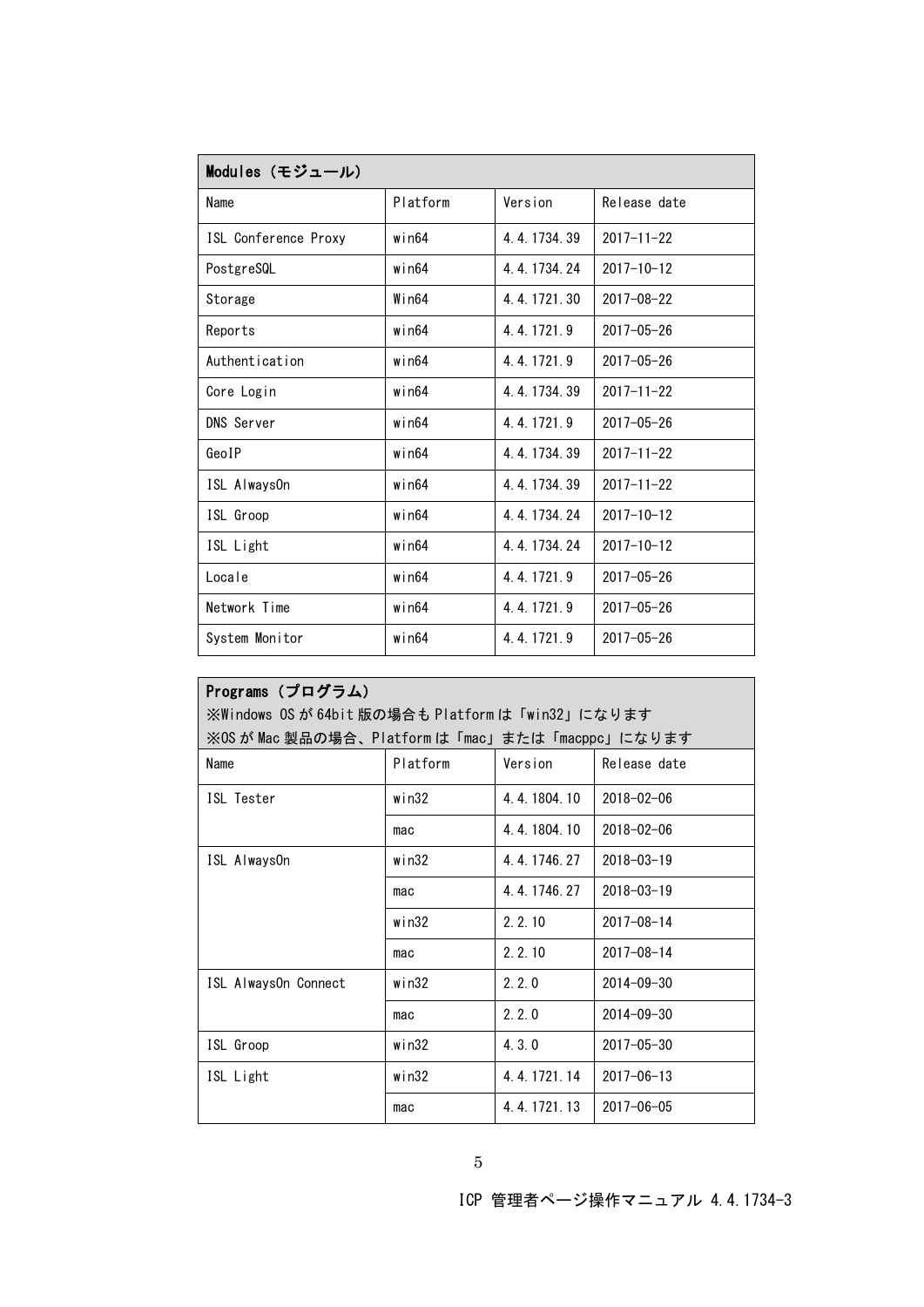| Modules（モジュール） | | | |
|---|---|---|---|
| Name | Platform | Version | Release date |
| ISL Conference Proxy | win64 | 4.4.1734.39 | 2017-11-22 |
| PostgreSQL | win64 | 4.4.1734.24 | 2017-10-12 |
| Storage | Win64 | 4.4.1721.30 | 2017-08-22 |
| Reports | win64 | 4.4.1721.9 | 2017-05-26 |
| Authentication | win64 | 4.4.1721.9 | 2017-05-26 |
| Core Login | win64 | 4.4.1734.39 | 2017-11-22 |
| DNS Server | win64 | 4.4.1721.9 | 2017-05-26 |
| GeoIP | win64 | 4.4.1734.39 | 2017-11-22 |
| ISL AlwaysOn | win64 | 4.4.1734.39 | 2017-11-22 |
| ISL Groop | win64 | 4.4.1734.24 | 2017-10-12 |
| ISL Light | win64 | 4.4.1734.24 | 2017-10-12 |
| Locale | win64 | 4.4.1721.9 | 2017-05-26 |
| Network Time | win64 | 4.4.1721.9 | 2017-05-26 |
| System Monitor | win64 | 4.4.1721.9 | 2017-05-26 |

| Programs（プログラム）<br>※Windows OS が 64bit 版の場合も Platform は「win32」になります<br>※OS が Mac 製品の場合、Platform は「mac」または「macppc」になります | | | |
|---|---|---|---|
| Name | Platform | Version | Release date |
| ISL Tester | win32 | 4.4.1804.10 | 2018-02-06 |
| | mac | 4.4.1804.10 | 2018-02-06 |
| ISL AlwaysOn | win32 | 4.4.1746.27 | 2018-03-19 |
| | mac | 4.4.1746.27 | 2018-03-19 |
| | win32 | 2.2.10 | 2017-08-14 |
| | mac | 2.2.10 | 2017-08-14 |
| ISL AlwaysOn Connect | win32 | 2.2.0 | 2014-09-30 |
| | mac | 2.2.0 | 2014-09-30 |
| ISL Groop | win32 | 4.3.0 | 2017-05-30 |
| ISL Light | win32 | 4.4.1721.14 | 2017-06-13 |
| | mac | 4.4.1721.13 | 2017-06-05 |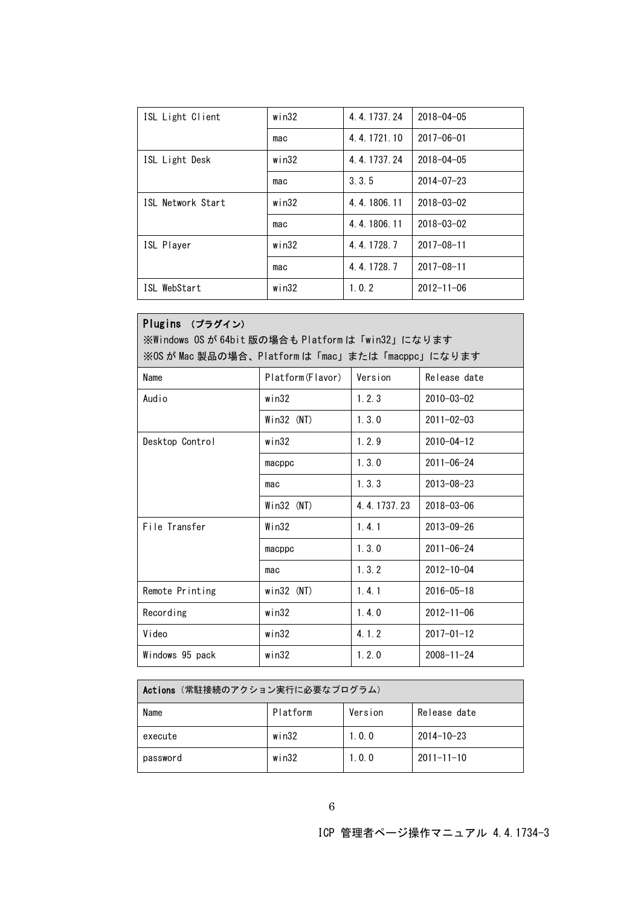| ISL Light Client | win32 | 4.4.1737.24 | 2018-04-05 |
|---|---|---|---|
| | mac | 4.4.1721.10 | 2017-06-01 |
| ISL Light Desk | win32 | 4.4.1737.24 | 2018-04-05 |
| | mac | 3.3.5 | 2014-07-23 |
| ISL Network Start | win32 | 4.4.1806.11 | 2018-03-02 |
| | mac | 4.4.1806.11 | 2018-03-02 |
| ISL Player | win32 | 4.4.1728.7 | 2017-08-11 |
| | mac | 4.4.1728.7 | 2017-08-11 |
| ISL WebStart | win32 | 1.0.2 | 2012-11-06 |

**Plugins （プラグイン）**
※Windows OS が 64bit 版の場合も Platform は「win32」になります
※OS が Mac 製品の場合、Platform は「mac」または「macppc」になります

| Name | Platform(Flavor) | Version | Release date |
|---|---|---|---|
| Audio | win32 | 1.2.3 | 2010-03-02 |
| | Win32 (NT) | 1.3.0 | 2011-02-03 |
| Desktop Control | win32 | 1.2.9 | 2010-04-12 |
| | macppc | 1.3.0 | 2011-06-24 |
| | mac | 1.3.3 | 2013-08-23 |
| | Win32 (NT) | 4.4.1737.23 | 2018-03-06 |
| File Transfer | Win32 | 1.4.1 | 2013-09-26 |
| | macppc | 1.3.0 | 2011-06-24 |
| | mac | 1.3.2 | 2012-10-04 |
| Remote Printing | win32 (NT) | 1.4.1 | 2016-05-18 |
| Recording | win32 | 1.4.0 | 2012-11-06 |
| Video | win32 | 4.1.2 | 2017-01-12 |
| Windows 95 pack | win32 | 1.2.0 | 2008-11-24 |

**Actions**（常駐接続のアクション実行に必要なプログラム）

| Name | Platform | Version | Release date |
|---|---|---|---|
| execute | win32 | 1.0.0 | 2014-10-23 |
| password | win32 | 1.0.0 | 2011-11-10 |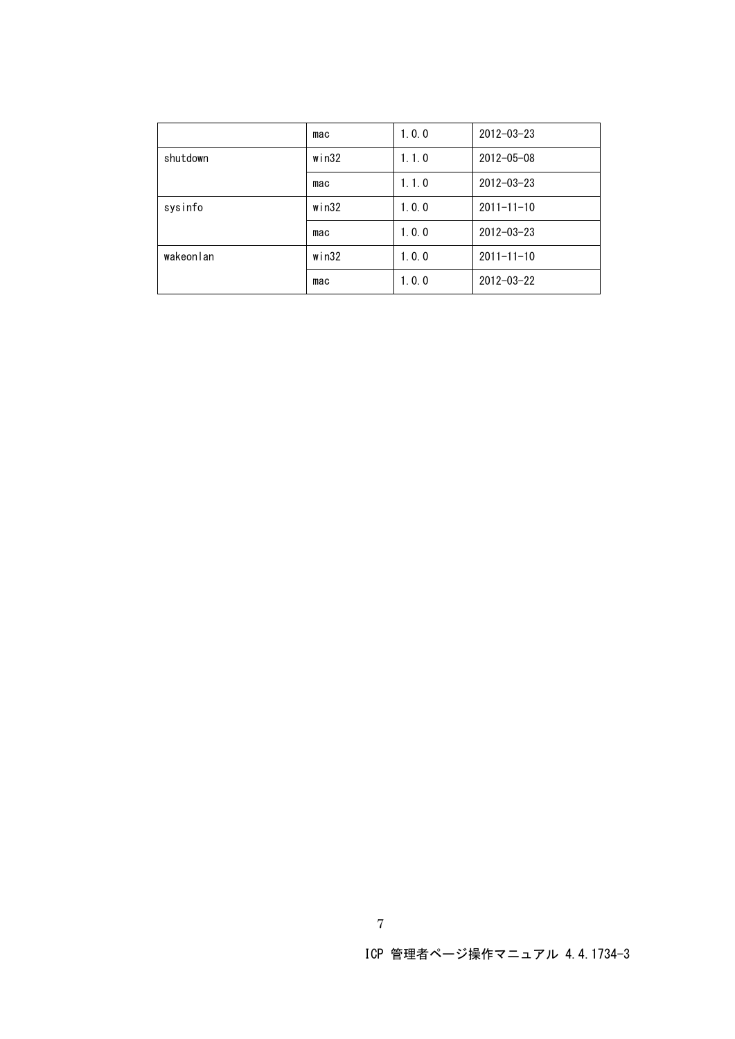| | | | |
|---|---|---|---|
| | mac | 1.0.0 | 2012-03-23 |
| shutdown | win32 | 1.1.0 | 2012-05-08 |
| | mac | 1.1.0 | 2012-03-23 |
| sysinfo | win32 | 1.0.0 | 2011-11-10 |
| | mac | 1.0.0 | 2012-03-23 |
| wakeonlan | win32 | 1.0.0 | 2011-11-10 |
| | mac | 1.0.0 | 2012-03-22 |